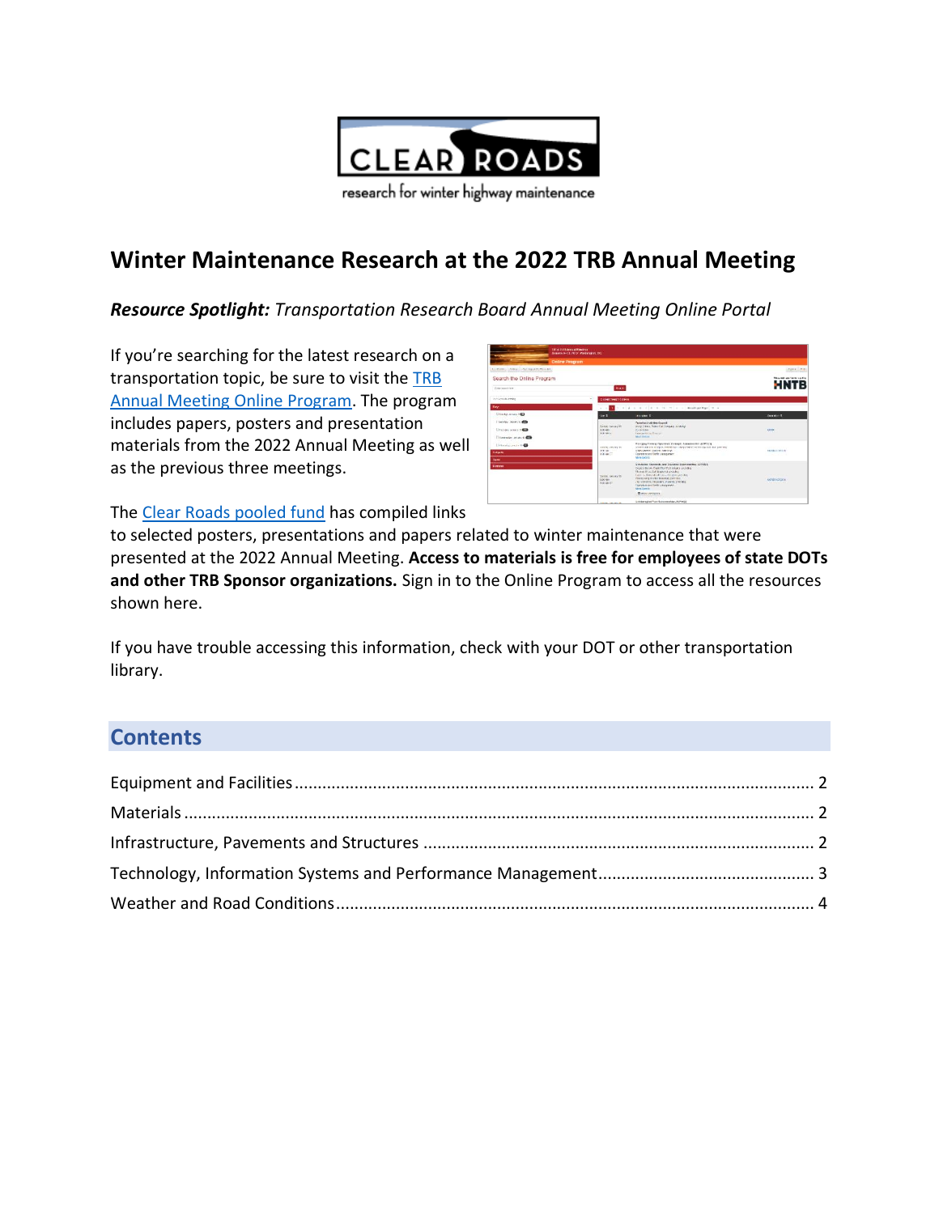# Winter Maintenance Research at the 2022 TRB Annual Meeting

***Resource Spotlight:*** *Transportation Research Board Annual Meeting Online Portal*

If you're searching for the latest research on a transportation topic, be sure to visit the [TRB Annual Meeting Online Program](). The program includes papers, posters and presentation materials from the 2022 Annual Meeting as well as the previous three meetings.

The [Clear Roads pooled fund]() has compiled links to selected posters, presentations and papers related to winter maintenance that were presented at the 2022 Annual Meeting. **Access to materials is free for employees of state DOTs and other TRB Sponsor organizations.** Sign in to the Online Program to access all the resources shown here.

If you have trouble accessing this information, check with your DOT or other transportation library.

## Contents

Equipment and Facilities ........ 2
Materials ........ 2
Infrastructure, Pavements and Structures ........ 2
Technology, Information Systems and Performance Management ........ 3
Weather and Road Conditions ........ 4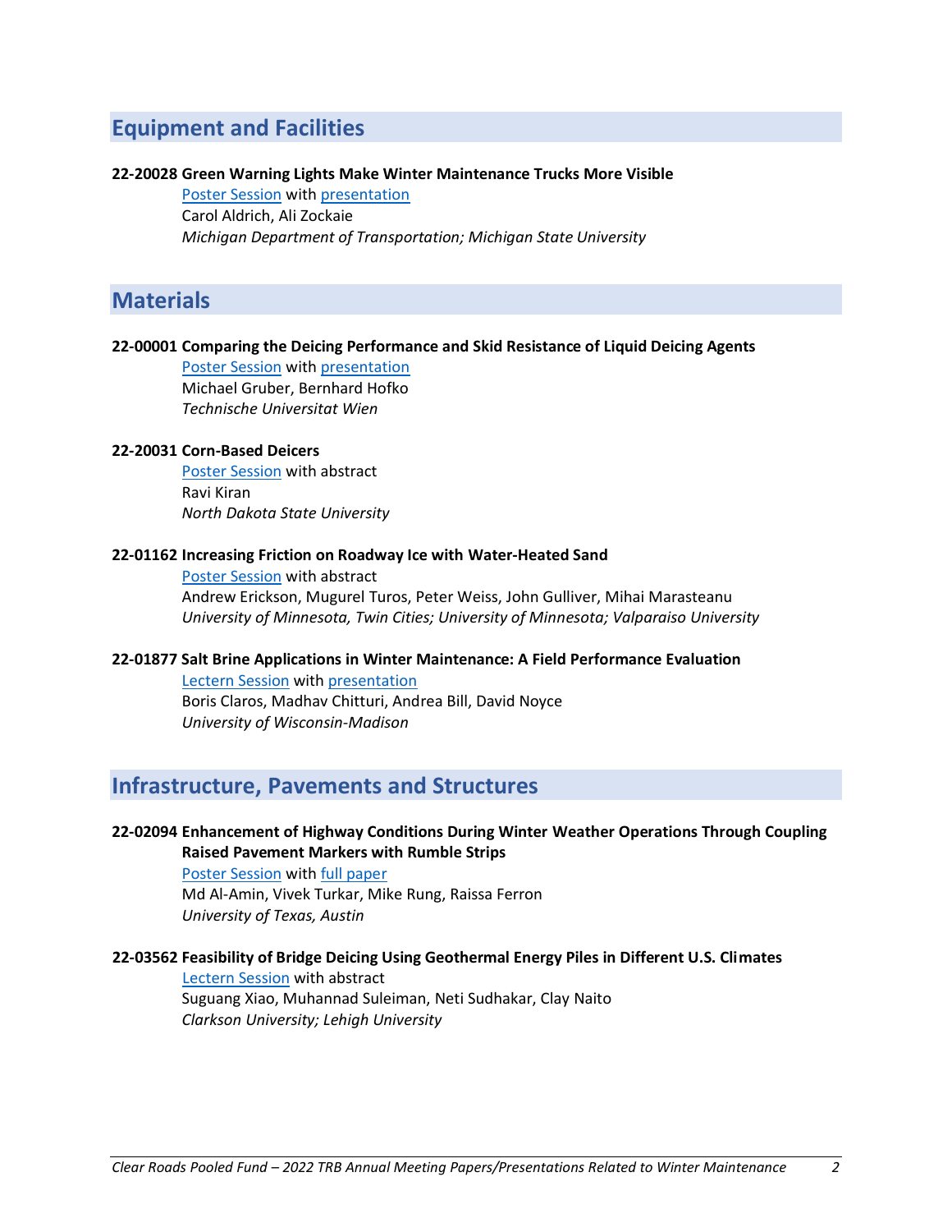## Equipment and Facilities

**22-20028 Green Warning Lights Make Winter Maintenance Trucks More Visible**

Poster Session with presentation
Carol Aldrich, Ali Zockaie
*Michigan Department of Transportation; Michigan State University*

## Materials

**22-00001 Comparing the Deicing Performance and Skid Resistance of Liquid Deicing Agents**

Poster Session with presentation
Michael Gruber, Bernhard Hofko
*Technische Universitat Wien*

**22-20031 Corn-Based Deicers**

Poster Session with abstract
Ravi Kiran
*North Dakota State University*

**22-01162 Increasing Friction on Roadway Ice with Water-Heated Sand**

Poster Session with abstract
Andrew Erickson, Mugurel Turos, Peter Weiss, John Gulliver, Mihai Marasteanu
*University of Minnesota, Twin Cities; University of Minnesota; Valparaiso University*

**22-01877 Salt Brine Applications in Winter Maintenance: A Field Performance Evaluation**

Lectern Session with presentation
Boris Claros, Madhav Chitturi, Andrea Bill, David Noyce
*University of Wisconsin-Madison*

## Infrastructure, Pavements and Structures

**22-02094 Enhancement of Highway Conditions During Winter Weather Operations Through Coupling Raised Pavement Markers with Rumble Strips**

Poster Session with full paper
Md Al-Amin, Vivek Turkar, Mike Rung, Raissa Ferron
*University of Texas, Austin*

**22-03562 Feasibility of Bridge Deicing Using Geothermal Energy Piles in Different U.S. Climates**

Lectern Session with abstract
Suguang Xiao, Muhannad Suleiman, Neti Sudhakar, Clay Naito
*Clarkson University; Lehigh University*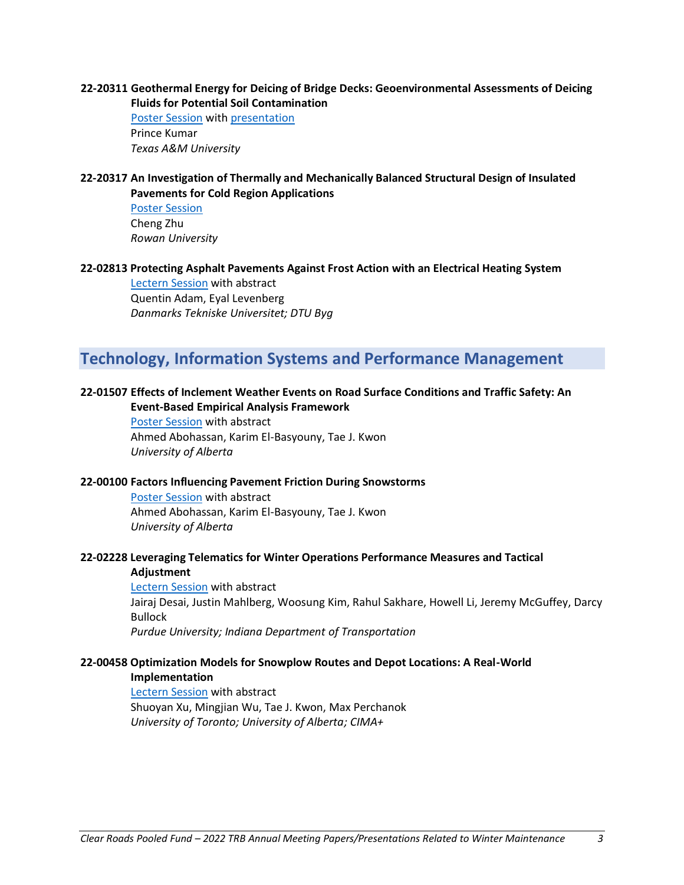**22-20311 Geothermal Energy for Deicing of Bridge Decks: Geoenvironmental Assessments of Deicing Fluids for Potential Soil Contamination**

Poster Session with presentation
Prince Kumar
*Texas A&M University*

**22-20317 An Investigation of Thermally and Mechanically Balanced Structural Design of Insulated Pavements for Cold Region Applications**

Poster Session
Cheng Zhu
*Rowan University*

**22-02813 Protecting Asphalt Pavements Against Frost Action with an Electrical Heating System**

Lectern Session with abstract
Quentin Adam, Eyal Levenberg
*Danmarks Tekniske Universitet; DTU Byg*

## Technology, Information Systems and Performance Management

**22-01507 Effects of Inclement Weather Events on Road Surface Conditions and Traffic Safety: An Event-Based Empirical Analysis Framework**

Poster Session with abstract
Ahmed Abohassan, Karim El-Basyouny, Tae J. Kwon
*University of Alberta*

**22-00100 Factors Influencing Pavement Friction During Snowstorms**

Poster Session with abstract
Ahmed Abohassan, Karim El-Basyouny, Tae J. Kwon
*University of Alberta*

**22-02228 Leveraging Telematics for Winter Operations Performance Measures and Tactical Adjustment**

Lectern Session with abstract
Jairaj Desai, Justin Mahlberg, Woosung Kim, Rahul Sakhare, Howell Li, Jeremy McGuffey, Darcy Bullock
*Purdue University; Indiana Department of Transportation*

**22-00458 Optimization Models for Snowplow Routes and Depot Locations: A Real-World Implementation**

Lectern Session with abstract
Shuoyan Xu, Mingjian Wu, Tae J. Kwon, Max Perchanok
*University of Toronto; University of Alberta; CIMA+*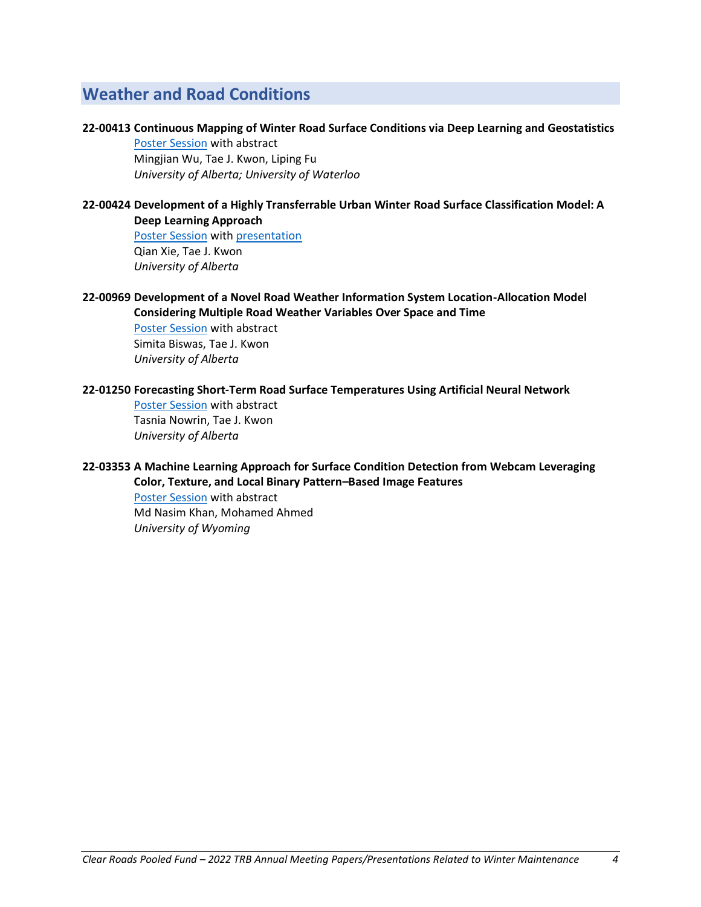## Weather and Road Conditions

**22-00413 Continuous Mapping of Winter Road Surface Conditions via Deep Learning and Geostatistics**
Poster Session with abstract
Mingjian Wu, Tae J. Kwon, Liping Fu
*University of Alberta; University of Waterloo*

**22-00424 Development of a Highly Transferrable Urban Winter Road Surface Classification Model: A Deep Learning Approach**
Poster Session with presentation
Qian Xie, Tae J. Kwon
*University of Alberta*

**22-00969 Development of a Novel Road Weather Information System Location-Allocation Model Considering Multiple Road Weather Variables Over Space and Time**
Poster Session with abstract
Simita Biswas, Tae J. Kwon
*University of Alberta*

**22-01250 Forecasting Short-Term Road Surface Temperatures Using Artificial Neural Network**
Poster Session with abstract
Tasnia Nowrin, Tae J. Kwon
*University of Alberta*

**22-03353 A Machine Learning Approach for Surface Condition Detection from Webcam Leveraging Color, Texture, and Local Binary Pattern–Based Image Features**
Poster Session with abstract
Md Nasim Khan, Mohamed Ahmed
*University of Wyoming*